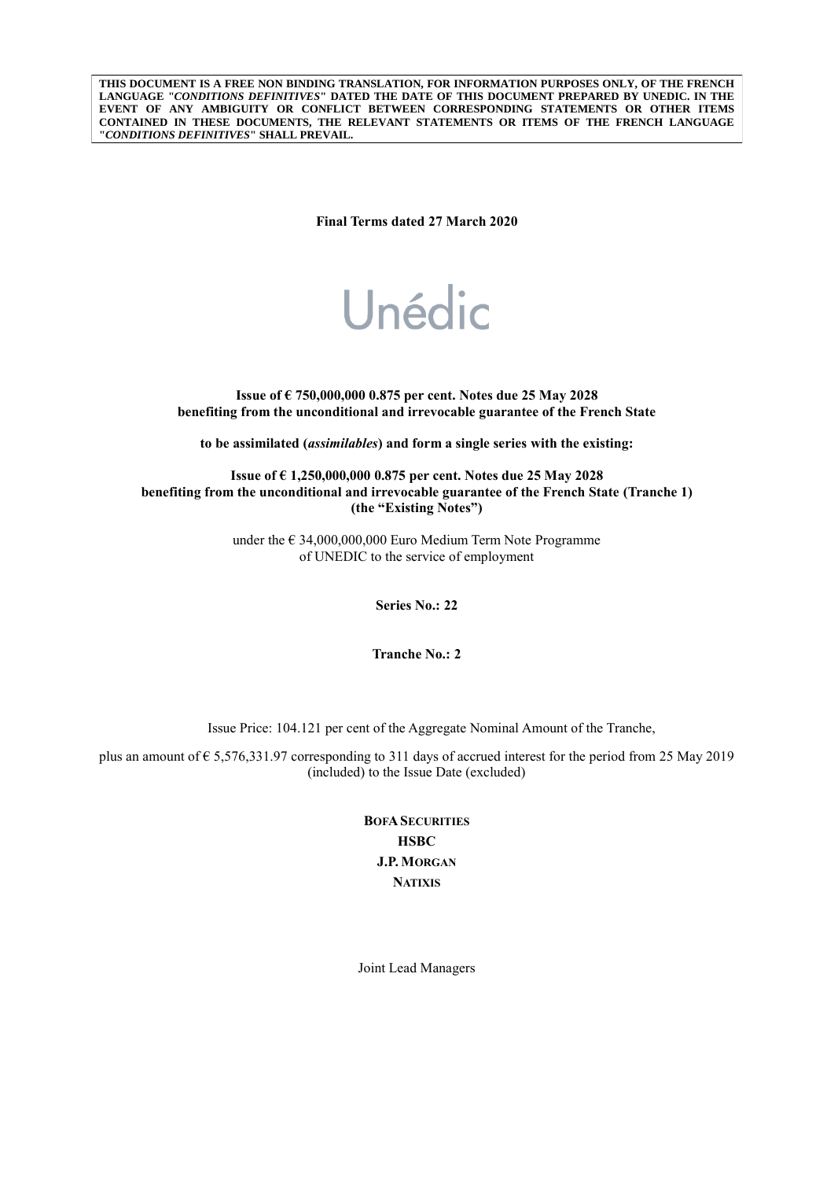**THIS DOCUMENT IS A FREE NON BINDING TRANSLATION, FOR INFORMATION PURPOSES ONLY, OF THE FRENCH LANGUAGE "*CONDITIONS DEFINITIVES*" DATED THE DATE OF THIS DOCUMENT PREPARED BY UNEDIC. IN THE EVENT OF ANY AMBIGUITY OR CONFLICT BETWEEN CORRESPONDING STATEMENTS OR OTHER ITEMS CONTAINED IN THESE DOCUMENTS, THE RELEVANT STATEMENTS OR ITEMS OF THE FRENCH LANGUAGE "*CONDITIONS DEFINITIVES*" SHALL PREVAIL.**

**Final Terms dated 27 March 2020**

Unédic

**Issue of € 750,000,000 0.875 per cent. Notes due 25 May 2028**
**benefiting from the unconditional and irrevocable guarantee of the French State**

**to be assimilated (*assimilables*) and form a single series with the existing:**

**Issue of € 1,250,000,000 0.875 per cent. Notes due 25 May 2028**
**benefiting from the unconditional and irrevocable guarantee of the French State (Tranche 1)**
**(the "Existing Notes")**

under the € 34,000,000,000 Euro Medium Term Note Programme
of UNEDIC to the service of employment

**Series No.: 22**

**Tranche No.: 2**

Issue Price: 104.121 per cent of the Aggregate Nominal Amount of the Tranche,

plus an amount of € 5,576,331.97 corresponding to 311 days of accrued interest for the period from 25 May 2019 (included) to the Issue Date (excluded)

**BOFA SECURITIES**
**HSBC**
**J.P. MORGAN**
**NATIXIS**

Joint Lead Managers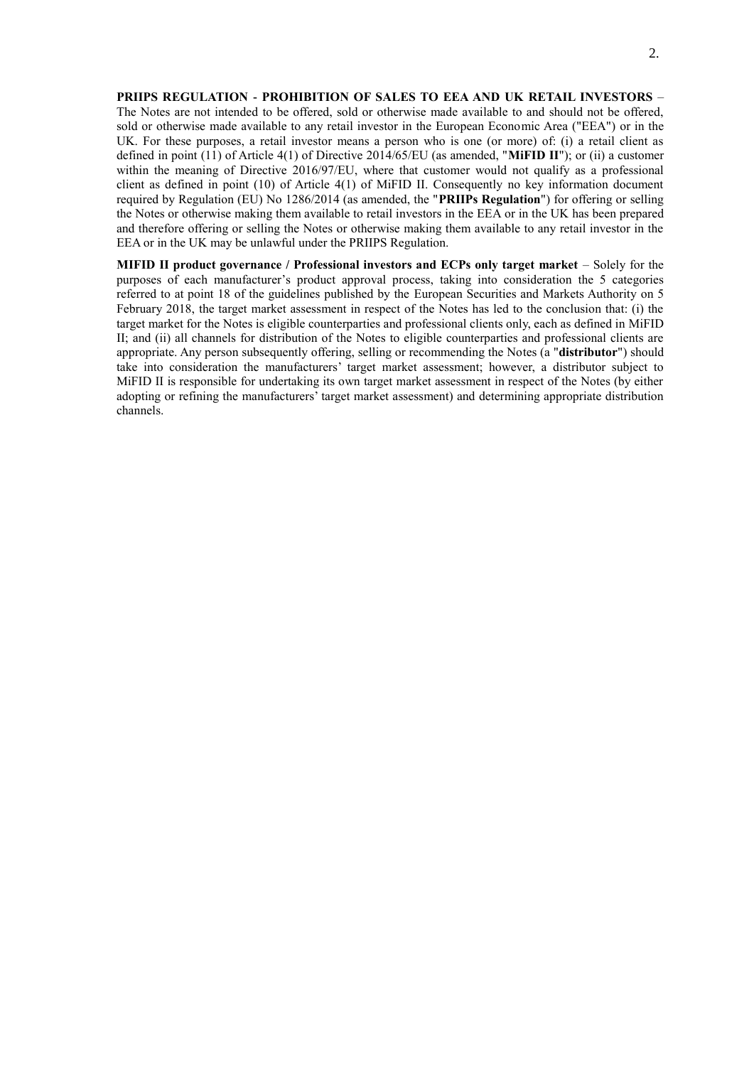**PRIIPS REGULATION - PROHIBITION OF SALES TO EEA AND UK RETAIL INVESTORS** – The Notes are not intended to be offered, sold or otherwise made available to and should not be offered, sold or otherwise made available to any retail investor in the European Economic Area ("EEA") or in the UK. For these purposes, a retail investor means a person who is one (or more) of: (i) a retail client as defined in point (11) of Article 4(1) of Directive 2014/65/EU (as amended, "**MiFID II**"); or (ii) a customer within the meaning of Directive 2016/97/EU, where that customer would not qualify as a professional client as defined in point (10) of Article 4(1) of MiFID II. Consequently no key information document required by Regulation (EU) No 1286/2014 (as amended, the "**PRIIPs Regulation**") for offering or selling the Notes or otherwise making them available to retail investors in the EEA or in the UK has been prepared and therefore offering or selling the Notes or otherwise making them available to any retail investor in the EEA or in the UK may be unlawful under the PRIIPS Regulation.

**MIFID II product governance / Professional investors and ECPs only target market** – Solely for the purposes of each manufacturer's product approval process, taking into consideration the 5 categories referred to at point 18 of the guidelines published by the European Securities and Markets Authority on 5 February 2018, the target market assessment in respect of the Notes has led to the conclusion that: (i) the target market for the Notes is eligible counterparties and professional clients only, each as defined in MiFID II; and (ii) all channels for distribution of the Notes to eligible counterparties and professional clients are appropriate. Any person subsequently offering, selling or recommending the Notes (a "**distributor**") should take into consideration the manufacturers' target market assessment; however, a distributor subject to MiFID II is responsible for undertaking its own target market assessment in respect of the Notes (by either adopting or refining the manufacturers' target market assessment) and determining appropriate distribution channels.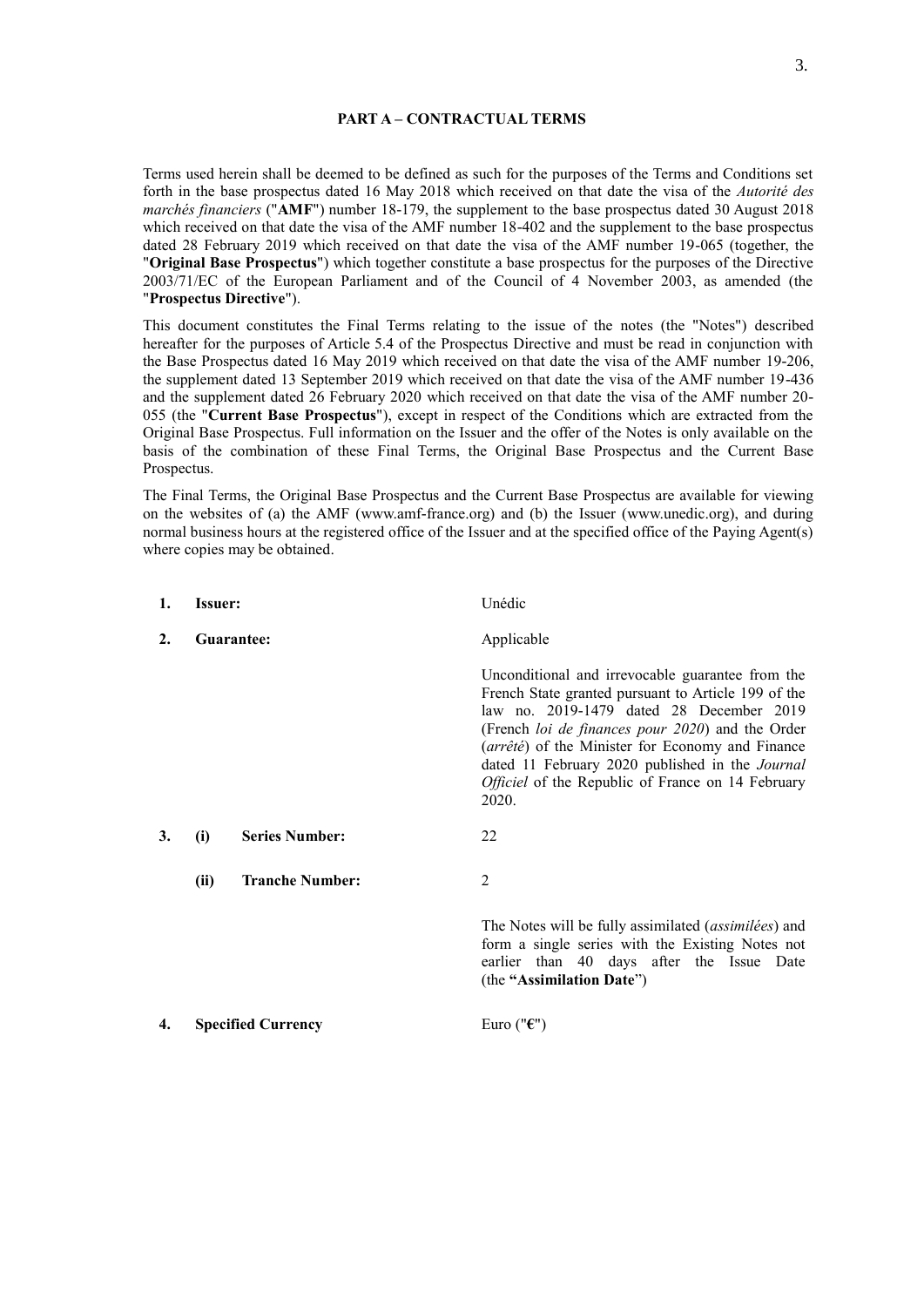## PART A – CONTRACTUAL TERMS

Terms used herein shall be deemed to be defined as such for the purposes of the Terms and Conditions set forth in the base prospectus dated 16 May 2018 which received on that date the visa of the *Autorité des marchés financiers* ("**AMF**") number 18-179, the supplement to the base prospectus dated 30 August 2018 which received on that date the visa of the AMF number 18-402 and the supplement to the base prospectus dated 28 February 2019 which received on that date the visa of the AMF number 19-065 (together, the "**Original Base Prospectus**") which together constitute a base prospectus for the purposes of the Directive 2003/71/EC of the European Parliament and of the Council of 4 November 2003, as amended (the "**Prospectus Directive**").

This document constitutes the Final Terms relating to the issue of the notes (the "Notes") described hereafter for the purposes of Article 5.4 of the Prospectus Directive and must be read in conjunction with the Base Prospectus dated 16 May 2019 which received on that date the visa of the AMF number 19-206, the supplement dated 13 September 2019 which received on that date the visa of the AMF number 19-436 and the supplement dated 26 February 2020 which received on that date the visa of the AMF number 20-055 (the "**Current Base Prospectus**"), except in respect of the Conditions which are extracted from the Original Base Prospectus. Full information on the Issuer and the offer of the Notes is only available on the basis of the combination of these Final Terms, the Original Base Prospectus and the Current Base Prospectus.

The Final Terms, the Original Base Prospectus and the Current Base Prospectus are available for viewing on the websites of (a) the AMF (www.amf-france.org) and (b) the Issuer (www.unedic.org), and during normal business hours at the registered office of the Issuer and at the specified office of the Paying Agent(s) where copies may be obtained.

| | | |
|---|---|---|
| **1.** | **Issuer:** | Unédic |
| **2.** | **Guarantee:** | Applicable<br><br>Unconditional and irrevocable guarantee from the French State granted pursuant to Article 199 of the law no. 2019-1479 dated 28 December 2019 (French *loi de finances pour 2020*) and the Order (*arrêté*) of the Minister for Economy and Finance dated 11 February 2020 published in the *Journal Officiel* of the Republic of France on 14 February 2020. |
| **3.** | **(i) Series Number:** | 22 |
| | **(ii) Tranche Number:** | 2<br><br>The Notes will be fully assimilated (*assimilées*) and form a single series with the Existing Notes not earlier than 40 days after the Issue Date (the **"Assimilation Date**") |
| **4.** | **Specified Currency** | Euro ("**€**") |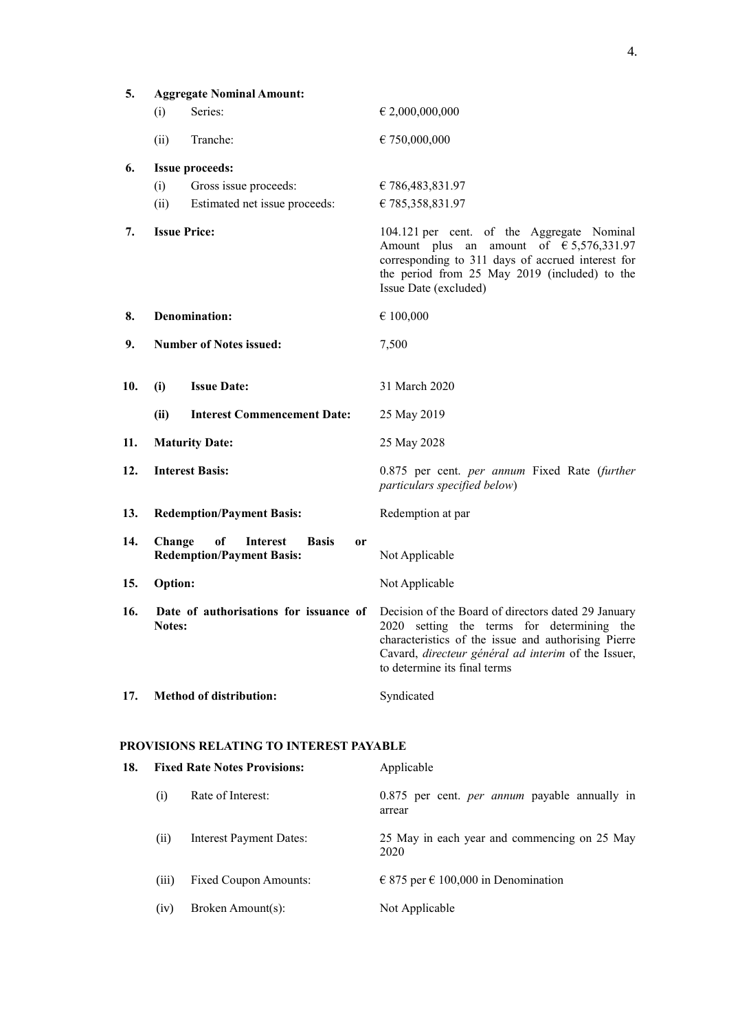| | | |
|---|---|---|
| **5.** | **Aggregate Nominal Amount:** | |
| | (i) Series: | € 2,000,000,000 |
| | (ii) Tranche: | € 750,000,000 |
| **6.** | **Issue proceeds:** | |
| | (i) Gross issue proceeds: | € 786,483,831.97 |
| | (ii) Estimated net issue proceeds: | € 785,358,831.97 |
| **7.** | **Issue Price:** | 104.121 per cent. of the Aggregate Nominal Amount plus an amount of € 5,576,331.97 corresponding to 311 days of accrued interest for the period from 25 May 2019 (included) to the Issue Date (excluded) |
| **8.** | **Denomination:** | € 100,000 |
| **9.** | **Number of Notes issued:** | 7,500 |
| **10.** | **(i) Issue Date:** | 31 March 2020 |
| | **(ii) Interest Commencement Date:** | 25 May 2019 |
| **11.** | **Maturity Date:** | 25 May 2028 |
| **12.** | **Interest Basis:** | 0.875 per cent. *per annum* Fixed Rate (*further particulars specified below*) |
| **13.** | **Redemption/Payment Basis:** | Redemption at par |
| **14.** | **Change of Interest Basis or Redemption/Payment Basis:** | Not Applicable |
| **15.** | **Option:** | Not Applicable |
| **16.** | **Date of authorisations for issuance of Notes:** | Decision of the Board of directors dated 29 January 2020 setting the terms for determining the characteristics of the issue and authorising Pierre Cavard, *directeur général ad interim* of the Issuer, to determine its final terms |
| **17.** | **Method of distribution:** | Syndicated |

## PROVISIONS RELATING TO INTEREST PAYABLE

| | | |
|---|---|---|
| **18.** | **Fixed Rate Notes Provisions:** | Applicable |
| | (i) Rate of Interest: | 0.875 per cent. *per annum* payable annually in arrear |
| | (ii) Interest Payment Dates: | 25 May in each year and commencing on 25 May 2020 |
| | (iii) Fixed Coupon Amounts: | € 875 per € 100,000 in Denomination |
| | (iv) Broken Amount(s): | Not Applicable |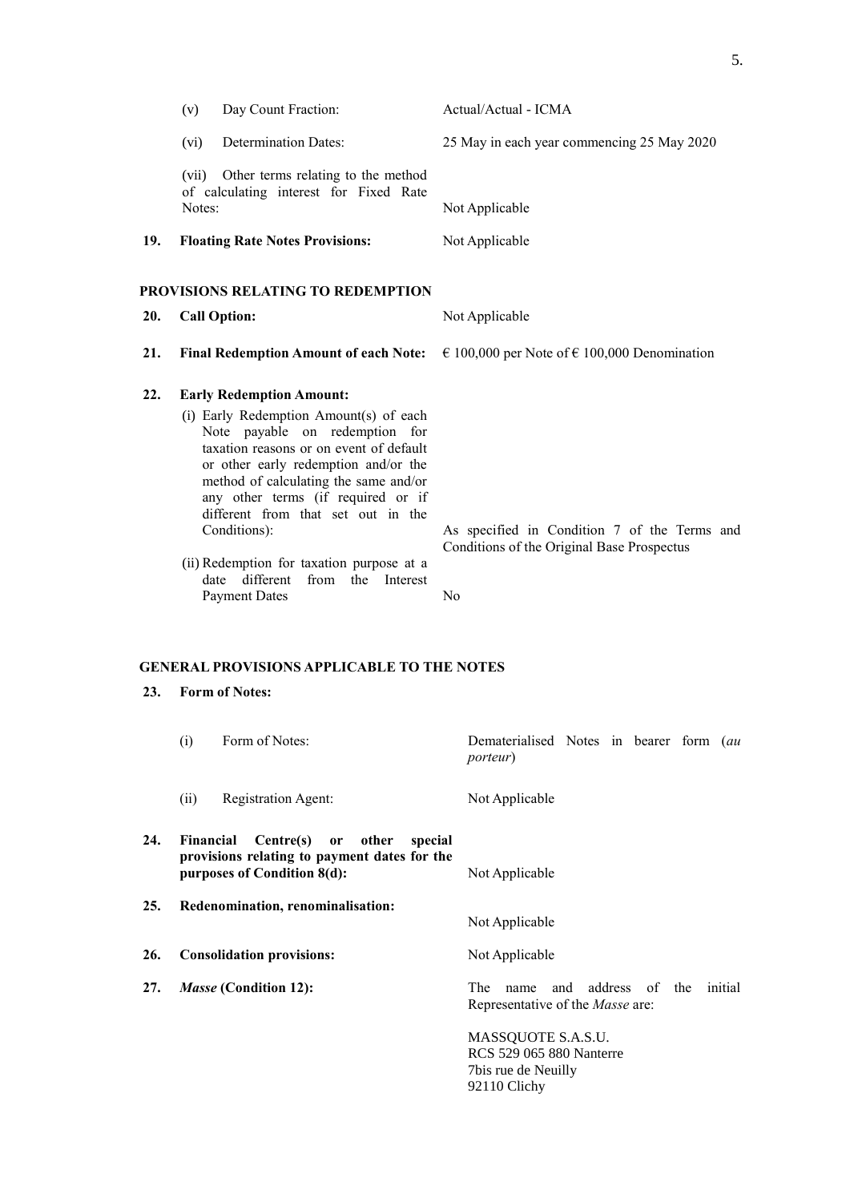| | | |
|---|---|---|
| | (v) Day Count Fraction: | Actual/Actual - ICMA |
| | (vi) Determination Dates: | 25 May in each year commencing 25 May 2020 |
| | (vii) Other terms relating to the method of calculating interest for Fixed Rate Notes: | Not Applicable |
| **19.** | **Floating Rate Notes Provisions:** | Not Applicable |

## PROVISIONS RELATING TO REDEMPTION

| | | |
|---|---|---|
| **20.** | **Call Option:** | Not Applicable |
| **21.** | **Final Redemption Amount of each Note:** | € 100,000 per Note of € 100,000 Denomination |
| **22.** | **Early Redemption Amount:** | |
| | (i) Early Redemption Amount(s) of each Note payable on redemption for taxation reasons or on event of default or other early redemption and/or the method of calculating the same and/or any other terms (if required or if different from that set out in the Conditions): | As specified in Condition 7 of the Terms and Conditions of the Original Base Prospectus |
| | (ii) Redemption for taxation purpose at a date different from the Interest Payment Dates | No |

## GENERAL PROVISIONS APPLICABLE TO THE NOTES

| | | |
|---|---|---|
| **23.** | **Form of Notes:** | |
| | (i) Form of Notes: | Dematerialised Notes in bearer form (*au porteur*) |
| | (ii) Registration Agent: | Not Applicable |
| **24.** | **Financial Centre(s) or other special provisions relating to payment dates for the purposes of Condition 8(d):** | Not Applicable |
| **25.** | **Redenomination, renominalisation:** | Not Applicable |
| **26.** | **Consolidation provisions:** | Not Applicable |
| **27.** | ***Masse* (Condition 12):** | The name and address of the initial Representative of the *Masse* are:<br><br>MASSQUOTE S.A.S.U.<br>RCS 529 065 880 Nanterre<br>7bis rue de Neuilly<br>92110 Clichy |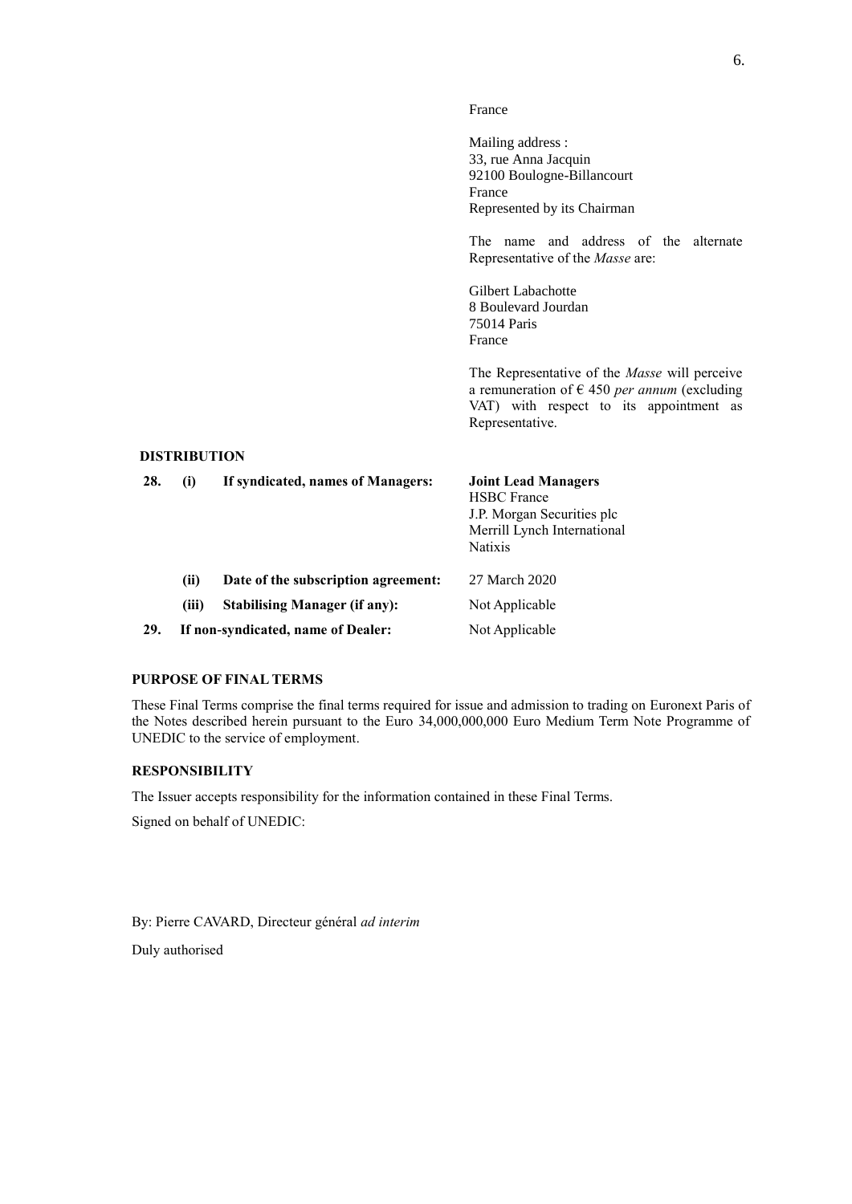France

Mailing address :
33, rue Anna Jacquin
92100 Boulogne-Billancourt
France
Represented by its Chairman

The name and address of the alternate Representative of the *Masse* are:

Gilbert Labachotte
8 Boulevard Jourdan
75014 Paris
France

The Representative of the *Masse* will perceive a remuneration of € 450 *per annum* (excluding VAT) with respect to its appointment as Representative.

**DISTRIBUTION**

| | | | |
|---|---|---|---|
| **28.** | **(i)** | **If syndicated, names of Managers:** | **Joint Lead Managers**<br>HSBC France<br>J.P. Morgan Securities plc<br>Merrill Lynch International<br>Natixis |
| | **(ii)** | **Date of the subscription agreement:** | 27 March 2020 |
| | **(iii)** | **Stabilising Manager (if any):** | Not Applicable |
| **29.** | | **If non-syndicated, name of Dealer:** | Not Applicable |

**PURPOSE OF FINAL TERMS**

These Final Terms comprise the final terms required for issue and admission to trading on Euronext Paris of the Notes described herein pursuant to the Euro 34,000,000,000 Euro Medium Term Note Programme of UNEDIC to the service of employment.

**RESPONSIBILITY**

The Issuer accepts responsibility for the information contained in these Final Terms.

Signed on behalf of UNEDIC:

By: Pierre CAVARD, Directeur général *ad interim*

Duly authorised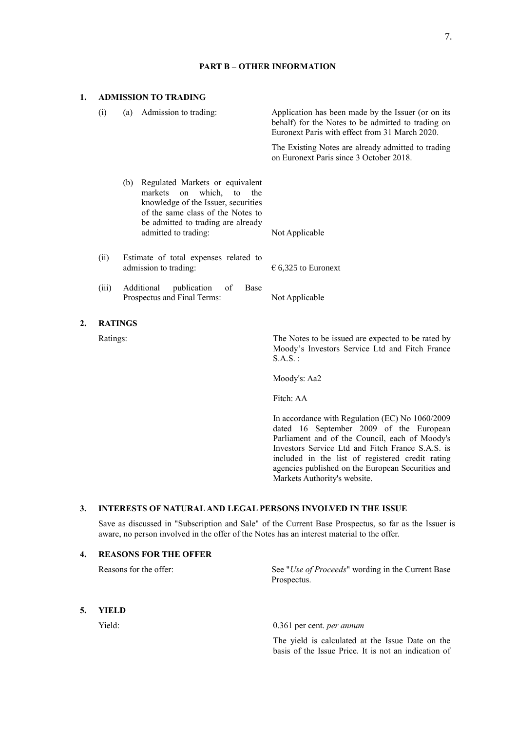# PART B – OTHER INFORMATION

## 1. ADMISSION TO TRADING

| | |
|---|---|
| (i) (a) Admission to trading: | Application has been made by the Issuer (or on its behalf) for the Notes to be admitted to trading on Euronext Paris with effect from 31 March 2020.<br><br>The Existing Notes are already admitted to trading on Euronext Paris since 3 October 2018. |
| (b) Regulated Markets or equivalent markets on which, to the knowledge of the Issuer, securities of the same class of the Notes to be admitted to trading are already admitted to trading: | Not Applicable |
| (ii) Estimate of total expenses related to admission to trading: | € 6,325 to Euronext |
| (iii) Additional publication of Base Prospectus and Final Terms: | Not Applicable |

## 2. RATINGS

| | |
|---|---|
| Ratings: | The Notes to be issued are expected to be rated by Moody's Investors Service Ltd and Fitch France S.A.S. :<br><br>Moody's: Aa2<br><br>Fitch: AA<br><br>In accordance with Regulation (EC) No 1060/2009 dated 16 September 2009 of the European Parliament and of the Council, each of Moody's Investors Service Ltd and Fitch France S.A.S. is included in the list of registered credit rating agencies published on the European Securities and Markets Authority's website. |

## 3. INTERESTS OF NATURAL AND LEGAL PERSONS INVOLVED IN THE ISSUE

Save as discussed in "Subscription and Sale" of the Current Base Prospectus, so far as the Issuer is aware, no person involved in the offer of the Notes has an interest material to the offer.

## 4. REASONS FOR THE OFFER

| | |
|---|---|
| Reasons for the offer: | See "*Use of Proceeds*" wording in the Current Base Prospectus. |

## 5. YIELD

| | |
|---|---|
| Yield: | 0.361 per cent. *per annum*<br><br>The yield is calculated at the Issue Date on the basis of the Issue Price. It is not an indication of |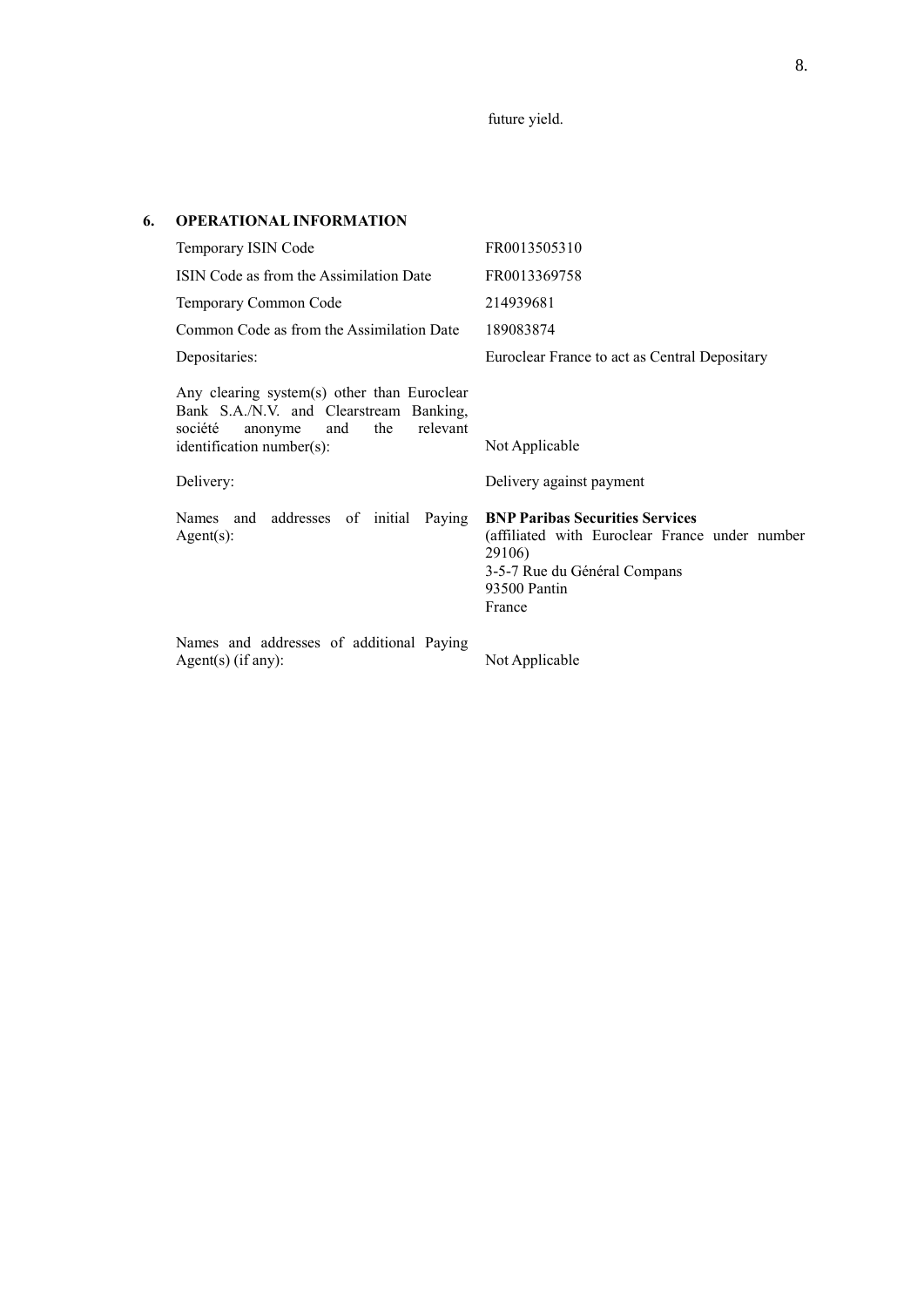future yield.

## 6. OPERATIONAL INFORMATION

| | |
|---|---|
| Temporary ISIN Code | FR0013505310 |
| ISIN Code as from the Assimilation Date | FR0013369758 |
| Temporary Common Code | 214939681 |
| Common Code as from the Assimilation Date | 189083874 |
| Depositaries: | Euroclear France to act as Central Depositary |
| Any clearing system(s) other than Euroclear Bank S.A./N.V. and Clearstream Banking, société anonyme and the relevant identification number(s): | Not Applicable |
| Delivery: | Delivery against payment |
| Names and addresses of initial Paying Agent(s): | **BNP Paribas Securities Services** (affiliated with Euroclear France under number 29106) 3-5-7 Rue du Général Compans 93500 Pantin France |
| Names and addresses of additional Paying Agent(s) (if any): | Not Applicable |